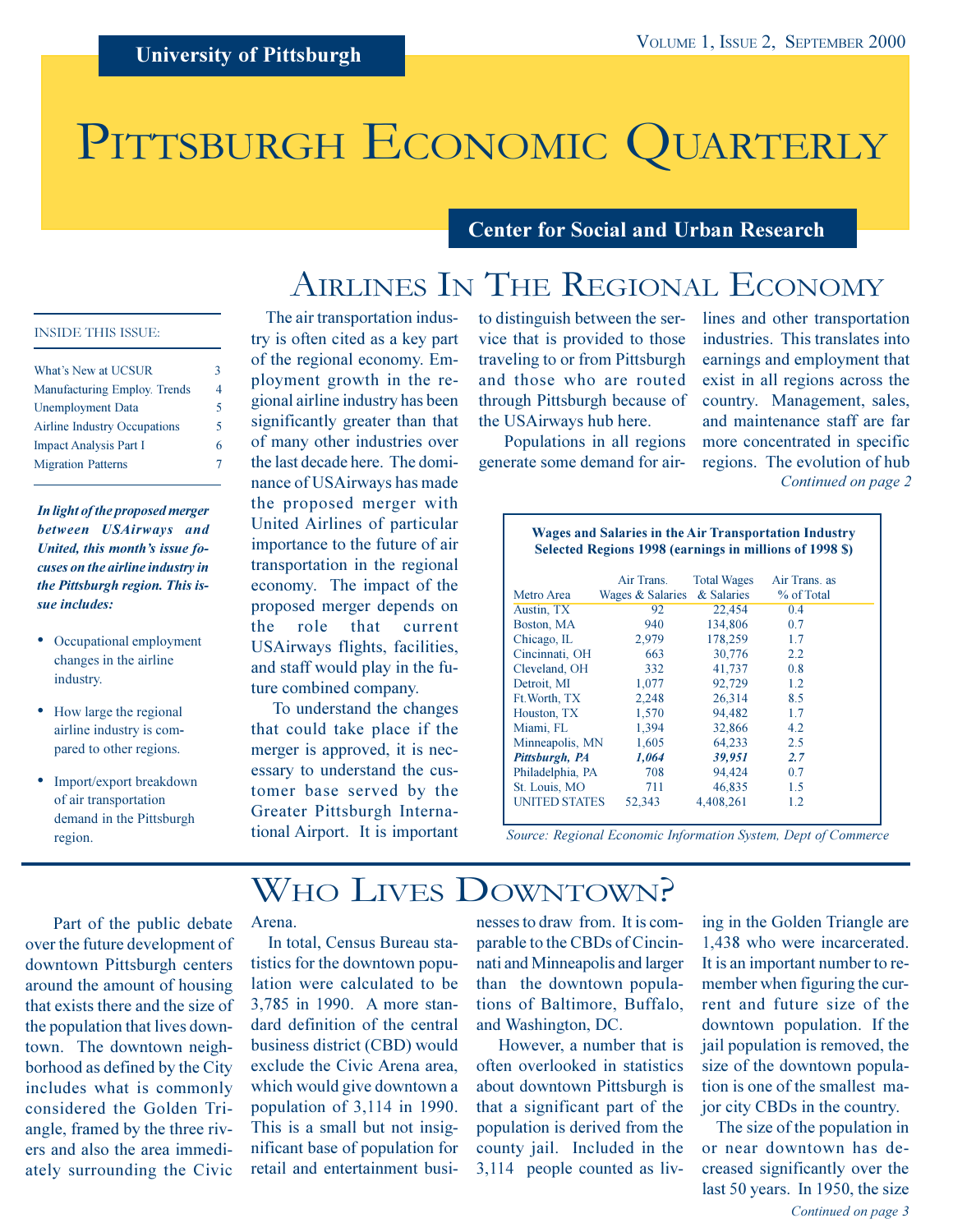University of Pittsburgh

Volume 1, Issue 2, September 2000

# Pittsburgh Economic Quarterly

Center for Social and Urban Research

INSIDE THIS ISSUE:

| | |
|---|---|
| What's New at UCSUR | 3 |
| Manufacturing Employ. Trends | 4 |
| Unemployment Data | 5 |
| Airline Industry Occupations | 5 |
| Impact Analysis Part I | 6 |
| Migration Patterns | 7 |

***In light of the proposed merger between USAirways and United, this month's issue focuses on the airline industry in the Pittsburgh region. This issue includes:***

- Occupational employment changes in the airline industry.
- How large the regional airline industry is compared to other regions.
- Import/export breakdown of air transportation demand in the Pittsburgh region.

## Airlines In The Regional Economy

The air transportation industry is often cited as a key part of the regional economy. Employment growth in the regional airline industry has been significantly greater than that of many other industries over the last decade here. The dominance of USAirways has made the proposed merger with United Airlines of particular importance to the future of air transportation in the regional economy. The impact of the proposed merger depends on the role that current USAirways flights, facilities, and staff would play in the future combined company.

To understand the changes that could take place if the merger is approved, it is necessary to understand the customer base served by the Greater Pittsburgh International Airport. It is important to distinguish between the service that is provided to those traveling to or from Pittsburgh and those who are routed through Pittsburgh because of the USAirways hub here.

Populations in all regions generate some demand for airlines and other transportation industries. This translates into earnings and employment that exist in all regions across the country. Management, sales, and maintenance staff are far more concentrated in specific regions. The evolution of hub

*Continued on page 2*

**Wages and Salaries in the Air Transportation Industry Selected Regions 1998 (earnings in millions of 1998 $)**

| Metro Area | Air Trans. Wages & Salaries | Total Wages & Salaries | Air Trans. as % of Total |
|---|---|---|---|
| Austin, TX | 92 | 22,454 | 0.4 |
| Boston, MA | 940 | 134,806 | 0.7 |
| Chicago, IL | 2,979 | 178,259 | 1.7 |
| Cincinnati, OH | 663 | 30,776 | 2.2 |
| Cleveland, OH | 332 | 41,737 | 0.8 |
| Detroit, MI | 1,077 | 92,729 | 1.2 |
| Ft.Worth, TX | 2,248 | 26,314 | 8.5 |
| Houston, TX | 1,570 | 94,482 | 1.7 |
| Miami, FL | 1,394 | 32,866 | 4.2 |
| Minneapolis, MN | 1,605 | 64,233 | 2.5 |
| ***Pittsburgh, PA*** | ***1,064*** | ***39,951*** | ***2.7*** |
| Philadelphia, PA | 708 | 94,424 | 0.7 |
| St. Louis, MO | 711 | 46,835 | 1.5 |
| UNITED STATES | 52,343 | 4,408,261 | 1.2 |

*Source: Regional Economic Information System, Dept of Commerce*

## Who Lives Downtown?

Part of the public debate over the future development of downtown Pittsburgh centers around the amount of housing that exists there and the size of the population that lives downtown. The downtown neighborhood as defined by the City includes what is commonly considered the Golden Triangle, framed by the three rivers and also the area immediately surrounding the Civic Arena.

In total, Census Bureau statistics for the downtown population were calculated to be 3,785 in 1990. A more standard definition of the central business district (CBD) would exclude the Civic Arena area, which would give downtown a population of 3,114 in 1990. This is a small but not insignificant base of population for retail and entertainment businesses to draw from. It is comparable to the CBDs of Cincinnati and Minneapolis and larger than the downtown populations of Baltimore, Buffalo, and Washington, DC.

However, a number that is often overlooked in statistics about downtown Pittsburgh is that a significant part of the population is derived from the county jail. Included in the 3,114 people counted as living in the Golden Triangle are 1,438 who were incarcerated. It is an important number to remember when figuring the current and future size of the downtown population. If the jail population is removed, the size of the downtown population is one of the smallest major city CBDs in the country.

The size of the population in or near downtown has decreased significantly over the last 50 years. In 1950, the size

*Continued on page 3*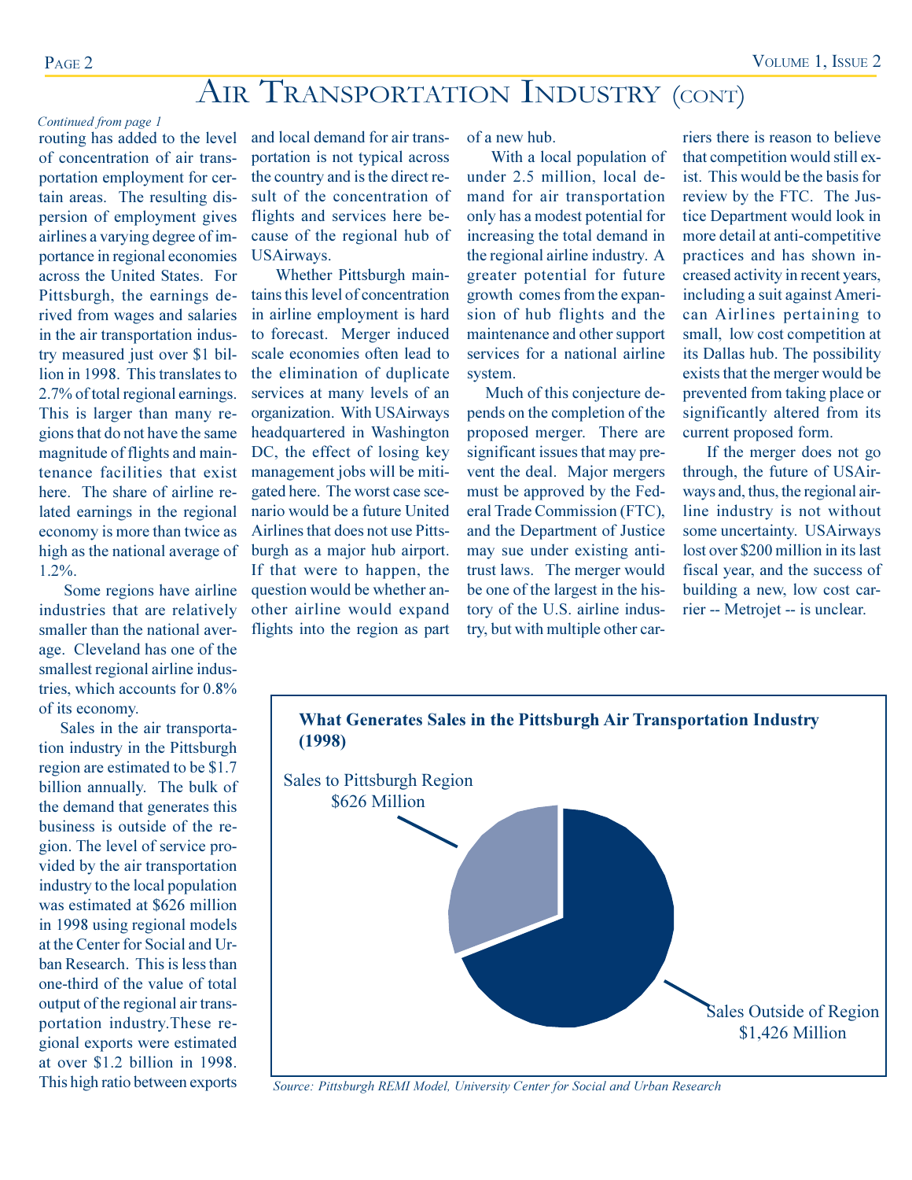# Air Transportation Industry (cont)

*Continued from page 1*

routing has added to the level of concentration of air transportation employment for certain areas. The resulting dispersion of employment gives airlines a varying degree of importance in regional economies across the United States. For Pittsburgh, the earnings derived from wages and salaries in the air transportation industry measured just over $1 billion in 1998. This translates to 2.7% of total regional earnings. This is larger than many regions that do not have the same magnitude of flights and maintenance facilities that exist here. The share of airline related earnings in the regional economy is more than twice as high as the national average of 1.2%.

Some regions have airline industries that are relatively smaller than the national average. Cleveland has one of the smallest regional airline industries, which accounts for 0.8% of its economy.

Sales in the air transportation industry in the Pittsburgh region are estimated to be $1.7 billion annually. The bulk of the demand that generates this business is outside of the region. The level of service provided by the air transportation industry to the local population was estimated at $626 million in 1998 using regional models at the Center for Social and Urban Research. This is less than one-third of the value of total output of the regional air transportation industry.These regional exports were estimated at over $1.2 billion in 1998. This high ratio between exports and local demand for air transportation is not typical across the country and is the direct result of the concentration of flights and services here because of the regional hub of USAirways.

Whether Pittsburgh maintains this level of concentration in airline employment is hard to forecast. Merger induced scale economies often lead to the elimination of duplicate services at many levels of an organization. With USAirways headquartered in Washington DC, the effect of losing key management jobs will be mitigated here. The worst case scenario would be a future United Airlines that does not use Pittsburgh as a major hub airport. If that were to happen, the question would be whether another airline would expand flights into the region as part of a new hub.

With a local population of under 2.5 million, local demand for air transportation only has a modest potential for increasing the total demand in the regional airline industry. A greater potential for future growth comes from the expansion of hub flights and the maintenance and other support services for a national airline system.

Much of this conjecture depends on the completion of the proposed merger. There are significant issues that may prevent the deal. Major mergers must be approved by the Federal Trade Commission (FTC), and the Department of Justice may sue under existing antitrust laws. The merger would be one of the largest in the history of the U.S. airline industry, but with multiple other carriers there is reason to believe that competition would still exist. This would be the basis for review by the FTC. The Justice Department would look in more detail at anti-competitive practices and has shown increased activity in recent years, including a suit against American Airlines pertaining to small, low cost competition at its Dallas hub. The possibility exists that the merger would be prevented from taking place or significantly altered from its current proposed form.

If the merger does not go through, the future of USAirways and, thus, the regional airline industry is not without some uncertainty. USAirways lost over $200 million in its last fiscal year, and the success of building a new, low cost carrier -- Metrojet -- is unclear.

**What Generates Sales in the Pittsburgh Air Transportation Industry (1998)**

Sales to Pittsburgh Region $626 Million

Sales Outside of Region $1,426 Million

*Source: Pittsburgh REMI Model, University Center for Social and Urban Research*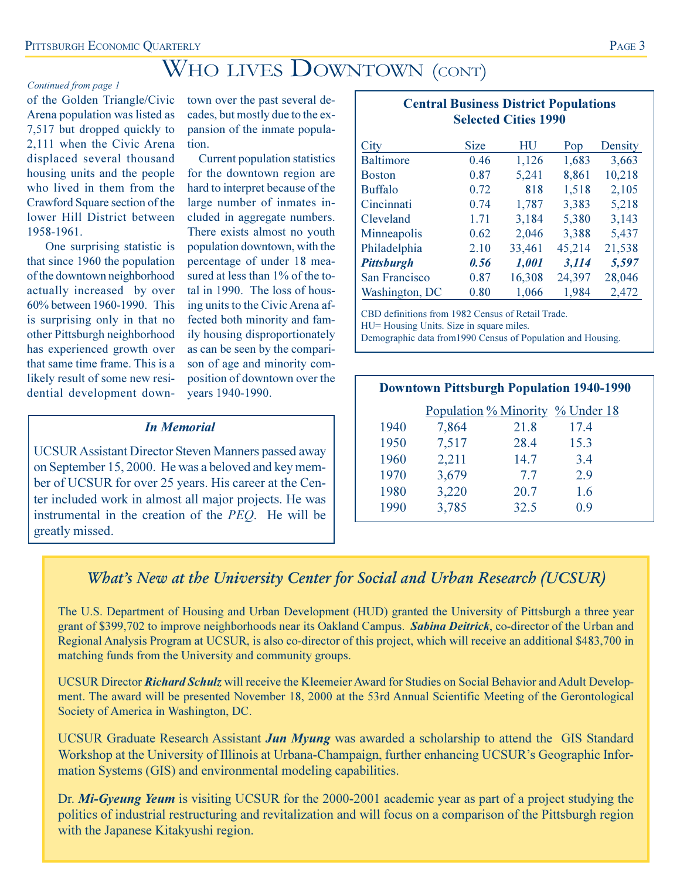# Who lives Downtown (cont)

*Continued from page 1*

of the Golden Triangle/Civic Arena population was listed as 7,517 but dropped quickly to 2,111 when the Civic Arena displaced several thousand housing units and the people who lived in them from the Crawford Square section of the lower Hill District between 1958-1961.

One surprising statistic is that since 1960 the population of the downtown neighborhood actually increased by over 60% between 1960-1990. This is surprising only in that no other Pittsburgh neighborhood has experienced growth over that same time frame. This is a likely result of some new residential development downtown over the past several decades, but mostly due to the expansion of the inmate population.

Current population statistics for the downtown region are hard to interpret because of the large number of inmates included in aggregate numbers. There exists almost no youth population downtown, with the percentage of under 18 measured at less than 1% of the total in 1990. The loss of housing units to the Civic Arena affected both minority and family housing disproportionately as can be seen by the comparison of age and minority composition of downtown over the years 1940-1990.

**Central Business District Populations Selected Cities 1990**

| City | Size | HU | Pop | Density |
|---|---|---|---|---|
| Baltimore | 0.46 | 1,126 | 1,683 | 3,663 |
| Boston | 0.87 | 5,241 | 8,861 | 10,218 |
| Buffalo | 0.72 | 818 | 1,518 | 2,105 |
| Cincinnati | 0.74 | 1,787 | 3,383 | 5,218 |
| Cleveland | 1.71 | 3,184 | 5,380 | 3,143 |
| Minneapolis | 0.62 | 2,046 | 3,388 | 5,437 |
| Philadelphia | 2.10 | 33,461 | 45,214 | 21,538 |
| ***Pittsburgh*** | ***0.56*** | ***1,001*** | ***3,114*** | ***5,597*** |
| San Francisco | 0.87 | 16,308 | 24,397 | 28,046 |
| Washington, DC | 0.80 | 1,066 | 1,984 | 2,472 |

CBD definitions from 1982 Census of Retail Trade.
HU= Housing Units. Size in square miles.
Demographic data from1990 Census of Population and Housing.

**Downtown Pittsburgh Population 1940-1990**

| | Population | % Minority | % Under 18 |
|---|---|---|---|
| 1940 | 7,864 | 21.8 | 17.4 |
| 1950 | 7,517 | 28.4 | 15.3 |
| 1960 | 2,211 | 14.7 | 3.4 |
| 1970 | 3,679 | 7.7 | 2.9 |
| 1980 | 3,220 | 20.7 | 1.6 |
| 1990 | 3,785 | 32.5 | 0.9 |

### *In Memorial*

UCSUR Assistant Director Steven Manners passed away on September 15, 2000. He was a beloved and key member of UCSUR for over 25 years. His career at the Center included work in almost all major projects. He was instrumental in the creation of the *PEQ*. He will be greatly missed.

## *What's New at the University Center for Social and Urban Research (UCSUR)*

The U.S. Department of Housing and Urban Development (HUD) granted the University of Pittsburgh a three year grant of $399,702 to improve neighborhoods near its Oakland Campus. ***Sabina Deitrick***, co-director of the Urban and Regional Analysis Program at UCSUR, is also co-director of this project, which will receive an additional $483,700 in matching funds from the University and community groups.

UCSUR Director ***Richard Schulz*** will receive the Kleemeier Award for Studies on Social Behavior and Adult Development. The award will be presented November 18, 2000 at the 53rd Annual Scientific Meeting of the Gerontological Society of America in Washington, DC.

UCSUR Graduate Research Assistant ***Jun Myung*** was awarded a scholarship to attend the GIS Standard Workshop at the University of Illinois at Urbana-Champaign, further enhancing UCSUR's Geographic Information Systems (GIS) and environmental modeling capabilities.

Dr. ***Mi-Gyeung Yeum*** is visiting UCSUR for the 2000-2001 academic year as part of a project studying the politics of industrial restructuring and revitalization and will focus on a comparison of the Pittsburgh region with the Japanese Kitakyushi region.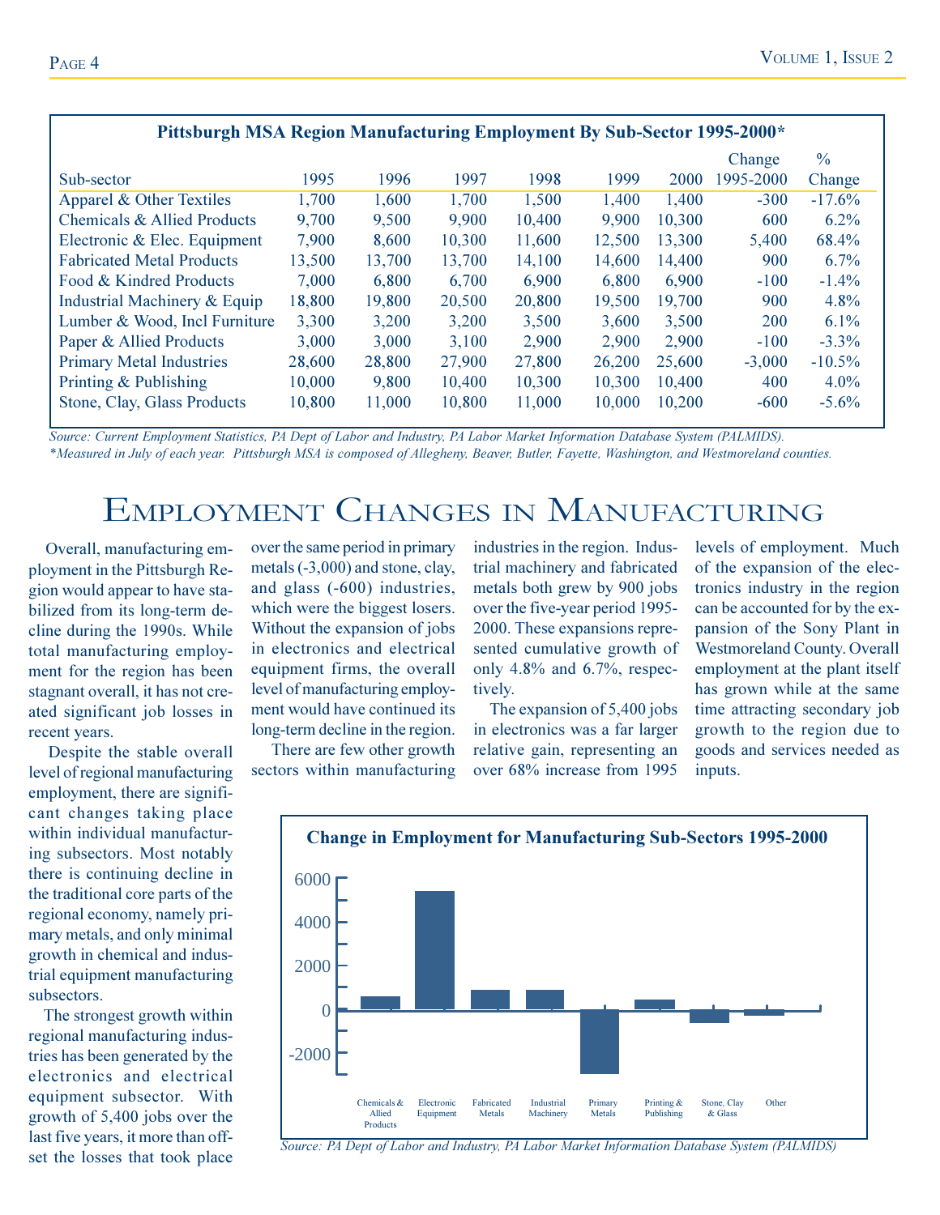**Pittsburgh MSA Region Manufacturing Employment By Sub-Sector 1995-2000***

| Sub-sector | 1995 | 1996 | 1997 | 1998 | 1999 | 2000 | Change 1995-2000 | % Change |
|---|---|---|---|---|---|---|---|---|
| Apparel & Other Textiles | 1,700 | 1,600 | 1,700 | 1,500 | 1,400 | 1,400 | -300 | -17.6% |
| Chemicals & Allied Products | 9,700 | 9,500 | 9,900 | 10,400 | 9,900 | 10,300 | 600 | 6.2% |
| Electronic & Elec. Equipment | 7,900 | 8,600 | 10,300 | 11,600 | 12,500 | 13,300 | 5,400 | 68.4% |
| Fabricated Metal Products | 13,500 | 13,700 | 13,700 | 14,100 | 14,600 | 14,400 | 900 | 6.7% |
| Food & Kindred Products | 7,000 | 6,800 | 6,700 | 6,900 | 6,800 | 6,900 | -100 | -1.4% |
| Industrial Machinery & Equip | 18,800 | 19,800 | 20,500 | 20,800 | 19,500 | 19,700 | 900 | 4.8% |
| Lumber & Wood, Incl Furniture | 3,300 | 3,200 | 3,200 | 3,500 | 3,600 | 3,500 | 200 | 6.1% |
| Paper & Allied Products | 3,000 | 3,000 | 3,100 | 2,900 | 2,900 | 2,900 | -100 | -3.3% |
| Primary Metal Industries | 28,600 | 28,800 | 27,900 | 27,800 | 26,200 | 25,600 | -3,000 | -10.5% |
| Printing & Publishing | 10,000 | 9,800 | 10,400 | 10,300 | 10,300 | 10,400 | 400 | 4.0% |
| Stone, Clay, Glass Products | 10,800 | 11,000 | 10,800 | 11,000 | 10,000 | 10,200 | -600 | -5.6% |

*Source: Current Employment Statistics, PA Dept of Labor and Industry, PA Labor Market Information Database System (PALMIDS).*
*\*Measured in July of each year. Pittsburgh MSA is composed of Allegheny, Beaver, Butler, Fayette, Washington, and Westmoreland counties.*

# Employment Changes in Manufacturing

Overall, manufacturing employment in the Pittsburgh Region would appear to have stabilized from its long-term decline during the 1990s. While total manufacturing employment for the region has been stagnant overall, it has not created significant job losses in recent years.

Despite the stable overall level of regional manufacturing employment, there are significant changes taking place within individual manufacturing subsectors. Most notably there is continuing decline in the traditional core parts of the regional economy, namely primary metals, and only minimal growth in chemical and industrial equipment manufacturing subsectors.

The strongest growth within regional manufacturing industries has been generated by the electronics and electrical equipment subsector. With growth of 5,400 jobs over the last five years, it more than offset the losses that took place over the same period in primary metals (-3,000) and stone, clay, and glass (-600) industries, which were the biggest losers. Without the expansion of jobs in electronics and electrical equipment firms, the overall level of manufacturing employment would have continued its long-term decline in the region.

There are few other growth sectors within manufacturing industries in the region. Industrial machinery and fabricated metals both grew by 900 jobs over the five-year period 1995-2000. These expansions represented cumulative growth of only 4.8% and 6.7%, respectively.

The expansion of 5,400 jobs in electronics was a far larger relative gain, representing an over 68% increase from 1995 levels of employment. Much of the expansion of the electronics industry in the region can be accounted for by the expansion of the Sony Plant in Westmoreland County. Overall employment at the plant itself has grown while at the same time attracting secondary job growth to the region due to goods and services needed as inputs.

**Change in Employment for Manufacturing Sub-Sectors 1995-2000**

| Sub-sector | Change |
|---|---|
| Chemicals & Allied Products | 600 |
| Electronic Equipment | 5,400 |
| Fabricated Metals | 900 |
| Industrial Machinery | 900 |
| Primary Metals | -3,000 |
| Printing & Publishing | 400 |
| Stone, Clay & Glass | -600 |
| Other | -300 |

*Source: PA Dept of Labor and Industry, PA Labor Market Information Database System (PALMIDS)*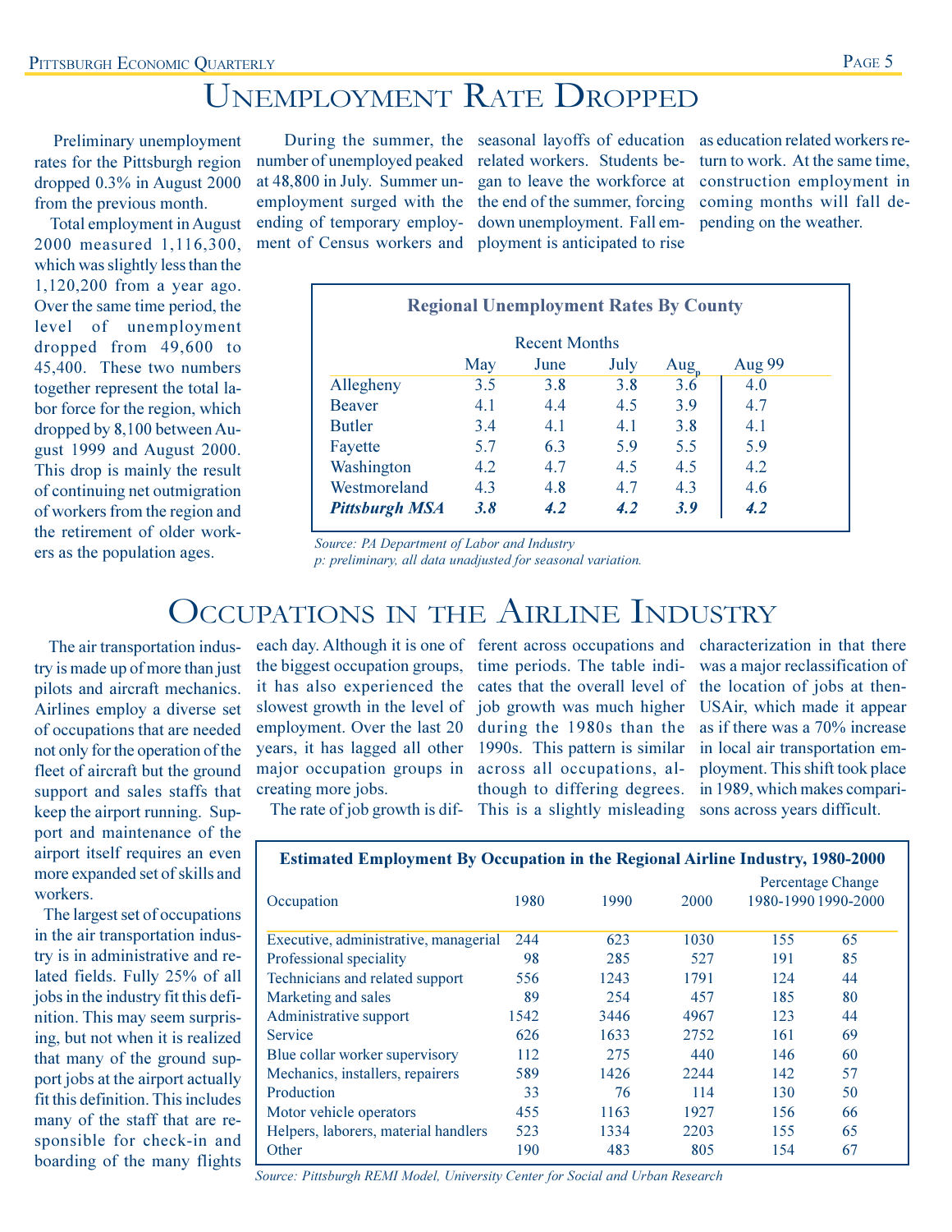# Unemployment Rate Dropped

Preliminary unemployment rates for the Pittsburgh region dropped 0.3% in August 2000 from the previous month.

Total employment in August 2000 measured 1,116,300, which was slightly less than the 1,120,200 from a year ago. Over the same time period, the level of unemployment dropped from 49,600 to 45,400. These two numbers together represent the total labor force for the region, which dropped by 8,100 between August 1999 and August 2000. This drop is mainly the result of continuing net outmigration of workers from the region and the retirement of older workers as the population ages.

During the summer, the number of unemployed peaked at 48,800 in July. Summer unemployment surged with the ending of temporary employment of Census workers and seasonal layoffs of education related workers. Students began to leave the workforce at the end of the summer, forcing down unemployment. Fall employment is anticipated to rise as education related workers return to work. At the same time, construction employment in coming months will fall depending on the weather.

**Regional Unemployment Rates By County**

| | Recent Months | | | | |
|---|---|---|---|---|---|
| | May | June | July | Aug$_p$ | Aug 99 |
| Allegheny | 3.5 | 3.8 | 3.8 | 3.6 | 4.0 |
| Beaver | 4.1 | 4.4 | 4.5 | 3.9 | 4.7 |
| Butler | 3.4 | 4.1 | 4.1 | 3.8 | 4.1 |
| Fayette | 5.7 | 6.3 | 5.9 | 5.5 | 5.9 |
| Washington | 4.2 | 4.7 | 4.5 | 4.5 | 4.2 |
| Westmoreland | 4.3 | 4.8 | 4.7 | 4.3 | 4.6 |
| ***Pittsburgh MSA*** | ***3.8*** | ***4.2*** | ***4.2*** | ***3.9*** | ***4.2*** |

*Source: PA Department of Labor and Industry*
*p: preliminary, all data unadjusted for seasonal variation.*

# Occupations in the Airline Industry

The air transportation industry is made up of more than just pilots and aircraft mechanics. Airlines employ a diverse set of occupations that are needed not only for the operation of the fleet of aircraft but the ground support and sales staffs that keep the airport running. Support and maintenance of the airport itself requires an even more expanded set of skills and workers.

The largest set of occupations in the air transportation industry is in administrative and related fields. Fully 25% of all jobs in the industry fit this definition. This may seem surprising, but not when it is realized that many of the ground support jobs at the airport actually fit this definition. This includes many of the staff that are responsible for check-in and boarding of the many flights each day. Although it is one of the biggest occupation groups, it has also experienced the slowest growth in the level of employment. Over the last 20 years, it has lagged all other major occupation groups in creating more jobs.

The rate of job growth is different across occupations and time periods. The table indicates that the overall level of job growth was much higher during the 1980s than the 1990s. This pattern is similar across all occupations, although to differing degrees. This is a slightly misleading characterization in that there was a major reclassification of the location of jobs at then-USAir, which made it appear as if there was a 70% increase in local air transportation employment. This shift took place in 1989, which makes comparisons across years difficult.

**Estimated Employment By Occupation in the Regional Airline Industry, 1980-2000**

| Occupation | 1980 | 1990 | 2000 | Percentage Change 1980-1990 | Percentage Change 1990-2000 |
|---|---|---|---|---|---|
| Executive, administrative, managerial | 244 | 623 | 1030 | 155 | 65 |
| Professional speciality | 98 | 285 | 527 | 191 | 85 |
| Technicians and related support | 556 | 1243 | 1791 | 124 | 44 |
| Marketing and sales | 89 | 254 | 457 | 185 | 80 |
| Administrative support | 1542 | 3446 | 4967 | 123 | 44 |
| Service | 626 | 1633 | 2752 | 161 | 69 |
| Blue collar worker supervisory | 112 | 275 | 440 | 146 | 60 |
| Mechanics, installers, repairers | 589 | 1426 | 2244 | 142 | 57 |
| Production | 33 | 76 | 114 | 130 | 50 |
| Motor vehicle operators | 455 | 1163 | 1927 | 156 | 66 |
| Helpers, laborers, material handlers | 523 | 1334 | 2203 | 155 | 65 |
| Other | 190 | 483 | 805 | 154 | 67 |

*Source: Pittsburgh REMI Model, University Center for Social and Urban Research*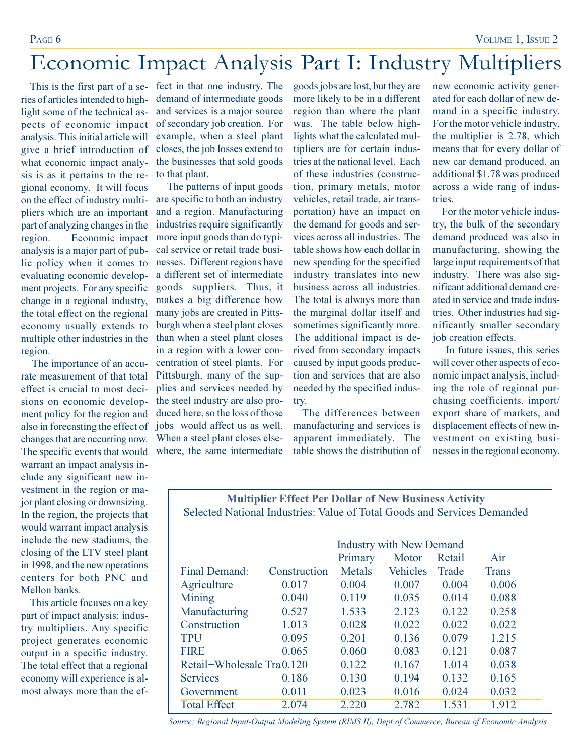# Economic Impact Analysis Part I: Industry Multipliers

This is the first part of a series of articles intended to highlight some of the technical aspects of economic impact analysis. This initial article will give a brief introduction of what economic impact analysis is as it pertains to the regional economy. It will focus on the effect of industry multipliers which are an important part of analyzing changes in the region. Economic impact analysis is a major part of public policy when it comes to evaluating economic development projects. For any specific change in a regional industry, the total effect on the regional economy usually extends to multiple other industries in the region.

The importance of an accurate measurement of that total effect is crucial to most decisions on economic development policy for the region and also in forecasting the effect of changes that are occurring now. The specific events that would warrant an impact analysis include any significant new investment in the region or major plant closing or downsizing. In the region, the projects that would warrant impact analysis include the new stadiums, the closing of the LTV steel plant in 1998, and the new operations centers for both PNC and Mellon banks.

This article focuses on a key part of impact analysis: industry multipliers. Any specific project generates economic output in a specific industry. The total effect that a regional economy will experience is almost always more than the effect in that one industry. The demand of intermediate goods and services is a major source of secondary job creation. For example, when a steel plant closes, the job losses extend to the businesses that sold goods to that plant.

The patterns of input goods are specific to both an industry and a region. Manufacturing industries require significantly more input goods than do typical service or retail trade businesses. Different regions have a different set of intermediate goods suppliers. Thus, it makes a big difference how many jobs are created in Pittsburgh when a steel plant closes than when a steel plant closes in a region with a lower concentration of steel plants. For Pittsburgh, many of the supplies and services needed by the steel industry are also produced here, so the loss of those jobs would affect us as well. When a steel plant closes elsewhere, the same intermediate goods jobs are lost, but they are more likely to be in a different region than where the plant was. The table below highlights what the calculated multipliers are for certain industries at the national level. Each of these industries (construction, primary metals, motor vehicles, retail trade, air transportation) have an impact on the demand for goods and services across all industries. The table shows how each dollar in new spending for the specified industry translates into new business across all industries. The total is always more than the marginal dollar itself and sometimes significantly more. The additional impact is derived from secondary impacts caused by input goods production and services that are also needed by the specified industry.

The differences between manufacturing and services is apparent immediately. The table shows the distribution of new economic activity generated for each dollar of new demand in a specific industry. For the motor vehicle industry, the multiplier is 2.78, which means that for every dollar of new car demand produced, an additional $1.78 was produced across a wide rang of industries.

For the motor vehicle industry, the bulk of the secondary demand produced was also in manufacturing, showing the large input requirements of that industry. There was also significant additional demand created in service and trade industries. Other industries had significantly smaller secondary job creation effects.

In future issues, this series will cover other aspects of economic impact analysis, including the role of regional purchasing coefficients, import/export share of markets, and displacement effects of new investment on existing businesses in the regional economy.

**Multiplier Effect Per Dollar of New Business Activity**

Selected National Industries: Value of Total Goods and Services Demanded

| | Industry with New Demand | | | | |
|---|---|---|---|---|---|
| Final Demand: | Construction | Primary Metals | Motor Vehicles | Retail Trade | Air Trans |
| Agriculture | 0.017 | 0.004 | 0.007 | 0.004 | 0.006 |
| Mining | 0.040 | 0.119 | 0.035 | 0.014 | 0.088 |
| Manufacturing | 0.527 | 1.533 | 2.123 | 0.122 | 0.258 |
| Construction | 1.013 | 0.028 | 0.022 | 0.022 | 0.022 |
| TPU | 0.095 | 0.201 | 0.136 | 0.079 | 1.215 |
| FIRE | 0.065 | 0.060 | 0.083 | 0.121 | 0.087 |
| Retail+Wholesale Tra | 0.120 | 0.122 | 0.167 | 1.014 | 0.038 |
| Services | 0.186 | 0.130 | 0.194 | 0.132 | 0.165 |
| Government | 0.011 | 0.023 | 0.016 | 0.024 | 0.032 |
| Total Effect | 2.074 | 2.220 | 2.782 | 1.531 | 1.912 |

*Source: Regional Input-Output Modeling System (RIMS II), Dept of Commerce, Bureau of Economic Analysis*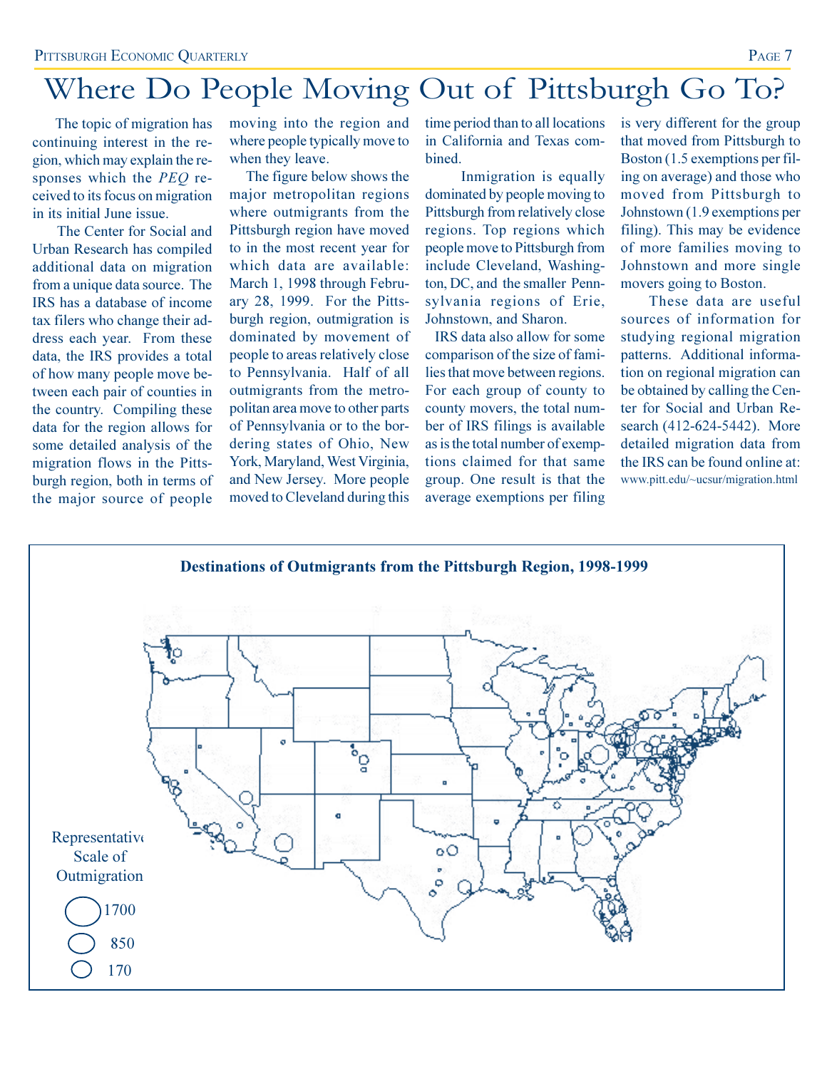# Where Do People Moving Out of Pittsburgh Go To?

The topic of migration has continuing interest in the region, which may explain the responses which the *PEQ* received to its focus on migration in its initial June issue.

The Center for Social and Urban Research has compiled additional data on migration from a unique data source. The IRS has a database of income tax filers who change their address each year. From these data, the IRS provides a total of how many people move between each pair of counties in the country. Compiling these data for the region allows for some detailed analysis of the migration flows in the Pittsburgh region, both in terms of the major source of people moving into the region and where people typically move to when they leave.

The figure below shows the major metropolitan regions where outmigrants from the Pittsburgh region have moved to in the most recent year for which data are available: March 1, 1998 through February 28, 1999. For the Pittsburgh region, outmigration is dominated by movement of people to areas relatively close to Pennsylvania. Half of all outmigrants from the metropolitan area move to other parts of Pennsylvania or to the bordering states of Ohio, New York, Maryland, West Virginia, and New Jersey. More people moved to Cleveland during this time period than to all locations in California and Texas combined.

Inmigration is equally dominated by people moving to Pittsburgh from relatively close regions. Top regions which people move to Pittsburgh from include Cleveland, Washington, DC, and the smaller Pennsylvania regions of Erie, Johnstown, and Sharon.

IRS data also allow for some comparison of the size of families that move between regions. For each group of county to county movers, the total number of IRS filings is available as is the total number of exemptions claimed for that same group. One result is that the average exemptions per filing is very different for the group that moved from Pittsburgh to Boston (1.5 exemptions per filing on average) and those who moved from Pittsburgh to Johnstown (1.9 exemptions per filing). This may be evidence of more families moving to Johnstown and more single movers going to Boston.

These data are useful sources of information for studying regional migration patterns. Additional information on regional migration can be obtained by calling the Center for Social and Urban Research (412-624-5442). More detailed migration data from the IRS can be found online at: www.pitt.edu/~ucsur/migration.html

**Destinations of Outmigrants from the Pittsburgh Region, 1998-1999**

Representative Scale of Outmigration

1700

850

170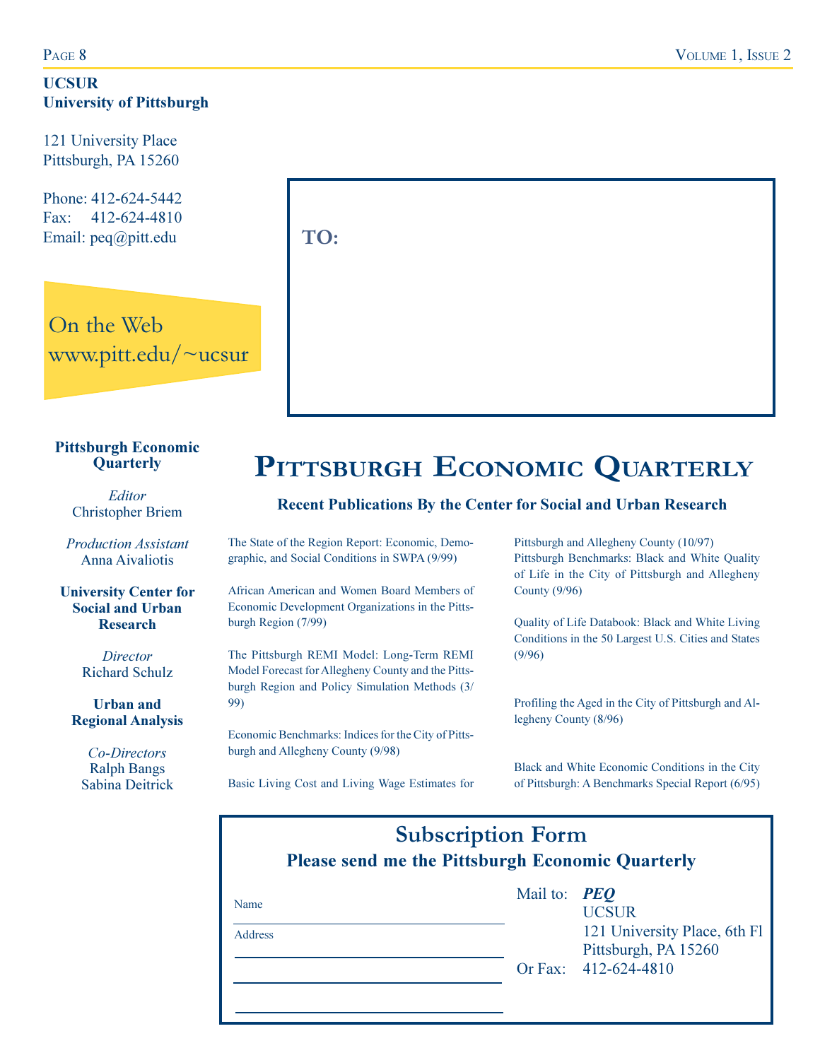**UCSUR**
**University of Pittsburgh**

121 University Place
Pittsburgh, PA 15260

Phone: 412-624-5442
Fax: 412-624-4810
Email: peq@pitt.edu

On the Web
www.pitt.edu/~ucsur

**Pittsburgh Economic Quarterly**

*Editor*
Christopher Briem

*Production Assistant*
Anna Aivaliotis

**University Center for Social and Urban Research**

*Director*
Richard Schulz

**Urban and Regional Analysis**

*Co-Directors*
Ralph Bangs
Sabina Deitrick

**TO:**

# Pittsburgh Economic Quarterly

### Recent Publications By the Center for Social and Urban Research

The State of the Region Report: Economic, Demographic, and Social Conditions in SWPA (9/99)

African American and Women Board Members of Economic Development Organizations in the Pittsburgh Region (7/99)

The Pittsburgh REMI Model: Long-Term REMI Model Forecast for Allegheny County and the Pittsburgh Region and Policy Simulation Methods (3/99)

Economic Benchmarks: Indices for the City of Pittsburgh and Allegheny County (9/98)

Basic Living Cost and Living Wage Estimates for Pittsburgh and Allegheny County (10/97)

Pittsburgh Benchmarks: Black and White Quality of Life in the City of Pittsburgh and Allegheny County (9/96)

Quality of Life Databook: Black and White Living Conditions in the 50 Largest U.S. Cities and States (9/96)

Profiling the Aged in the City of Pittsburgh and Allegheny County (8/96)

Black and White Economic Conditions in the City of Pittsburgh: A Benchmarks Special Report (6/95)

## Subscription Form

### Please send me the Pittsburgh Economic Quarterly

Name ______________________

Address ______________________

______________________

______________________

Mail to: ***PEQ***
UCSUR
121 University Place, 6th Fl
Pittsburgh, PA 15260

Or Fax: 412-624-4810